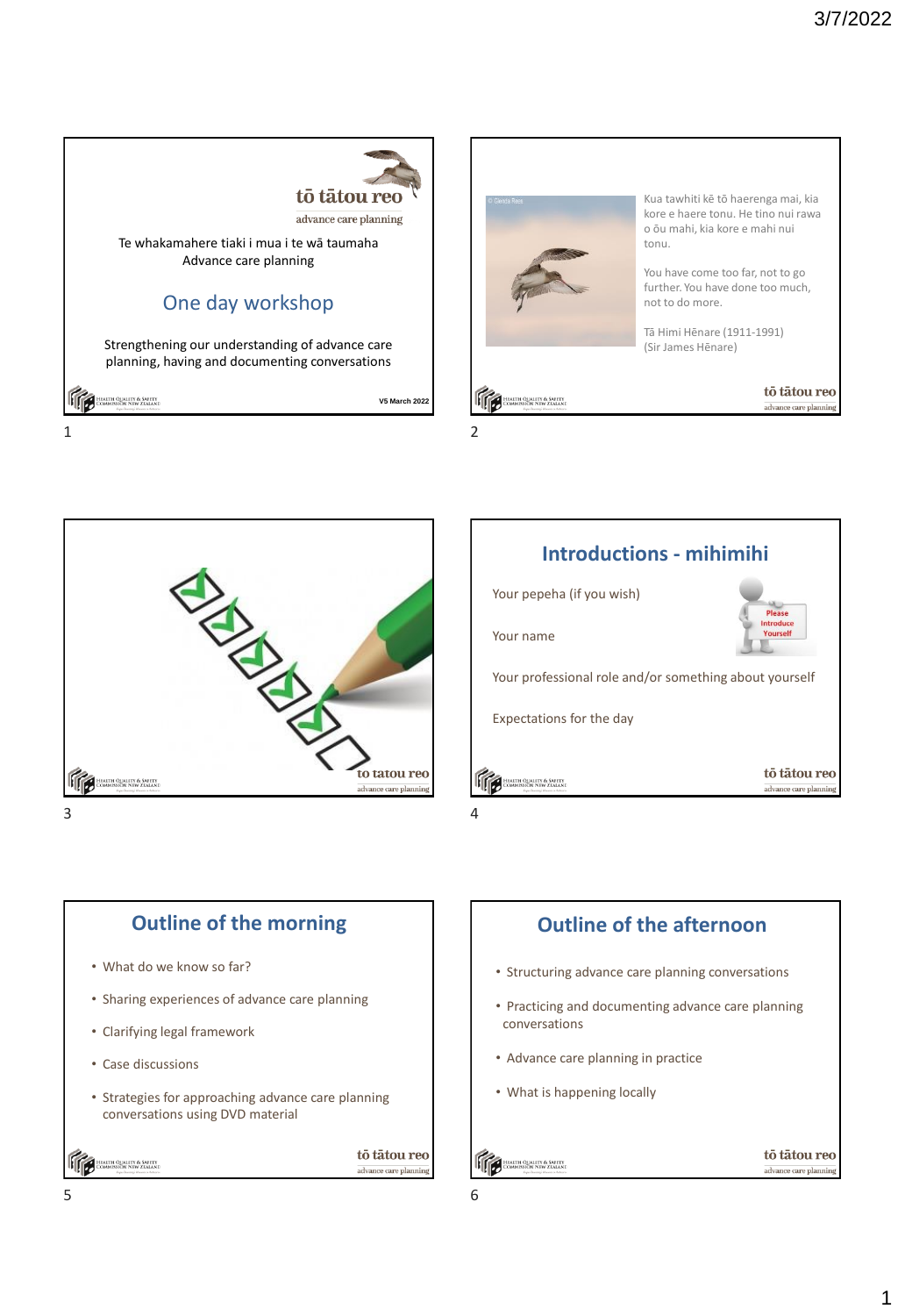## Slide 1

**tō tātou reo**
advance care planning

Te whakamahere tiaki i mua i te wā taumaha
Advance care planning

# One day workshop

Strengthening our understanding of advance care planning, having and documenting conversations

V5 March 2022

## Slide 2

Kua tawhiti kē tō haerenga mai, kia kore e haere tonu. He tino nui rawa o ōu mahi, kia kore e mahi nui tonu.

You have come too far, not to go further. You have done too much, not to do more.

Tā Himi Hēnare (1911-1991)
(Sir James Hēnare)

## Slide 3

## Slide 4

## Introductions - mihimihi

Your pepeha (if you wish)

Your name

Your professional role and/or something about yourself

Expectations for the day

## Slide 5

## Outline of the morning

- What do we know so far?
- Sharing experiences of advance care planning
- Clarifying legal framework
- Case discussions
- Strategies for approaching advance care planning conversations using DVD material

## Slide 6

## Outline of the afternoon

- Structuring advance care planning conversations
- Practicing and documenting advance care planning conversations
- Advance care planning in practice
- What is happening locally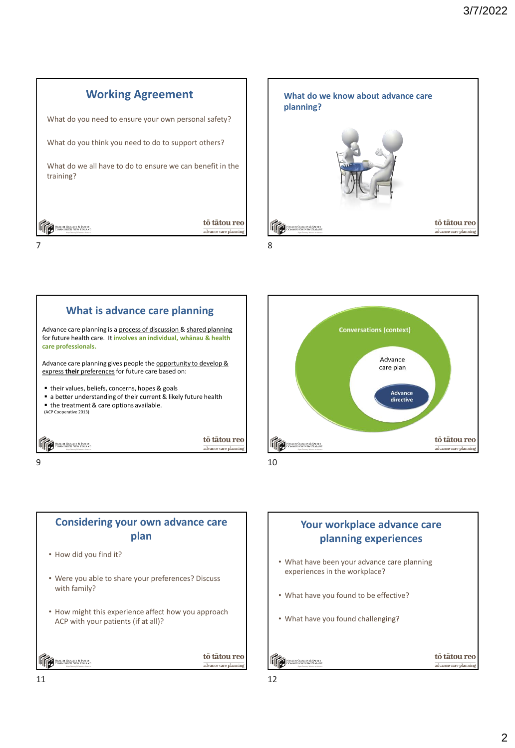## Working Agreement

What do you need to ensure your own personal safety?

What do you think you need to do to support others?

What do we all have to do to ensure we can benefit in the training?

## What do we know about advance care planning?

## What is advance care planning

Advance care planning is a process of discussion & shared planning for future health care. It **involves an individual, whānau & health care professionals.**

Advance care planning gives people the opportunity to develop & express **their** preferences for future care based on:

- their values, beliefs, concerns, hopes & goals
- a better understanding of their current & likely future health
- the treatment & care options available.

(ACP Cooperative 2013)

Conversations (context)

Advance care plan

Advance directive

## Considering your own advance care plan

- How did you find it?
- Were you able to share your preferences? Discuss with family?
- How might this experience affect how you approach ACP with your patients (if at all)?

## Your workplace advance care planning experiences

- What have been your advance care planning experiences in the workplace?
- What have you found to be effective?
- What have you found challenging?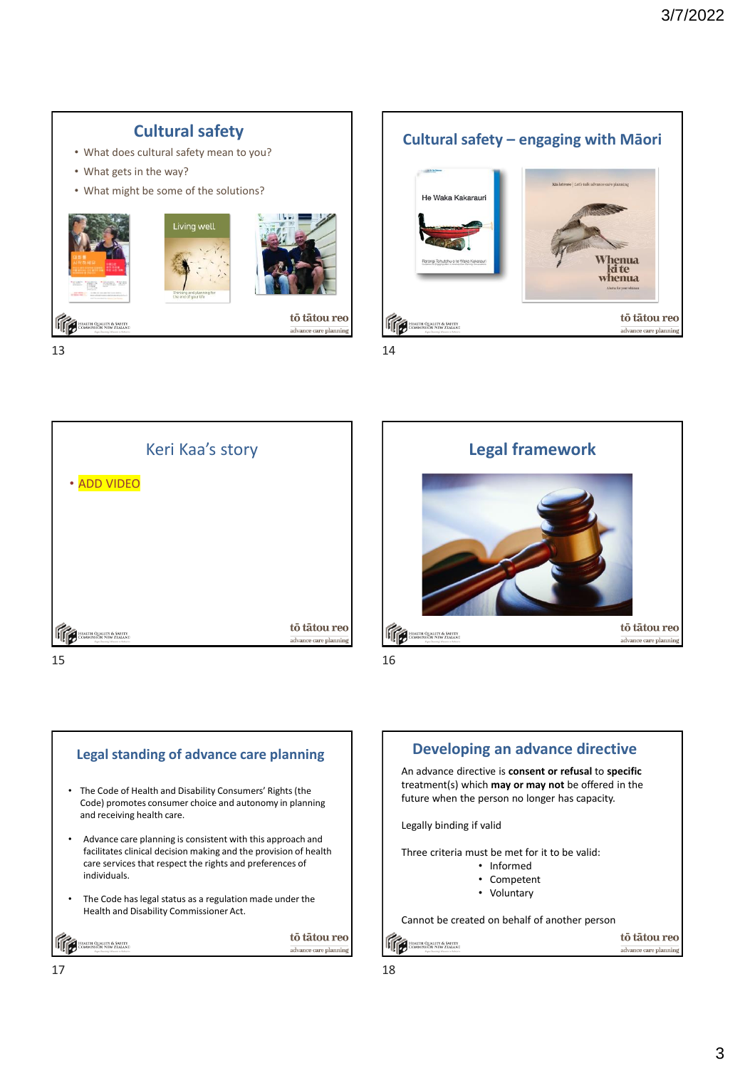## Cultural safety

- What does cultural safety mean to you?
- What gets in the way?
- What might be some of the solutions?

## Cultural safety – engaging with Māori

## Keri Kaa's story

- ADD VIDEO

## Legal framework

## Legal standing of advance care planning

- The Code of Health and Disability Consumers' Rights (the Code) promotes consumer choice and autonomy in planning and receiving health care.
- Advance care planning is consistent with this approach and facilitates clinical decision making and the provision of health care services that respect the rights and preferences of individuals.
- The Code has legal status as a regulation made under the Health and Disability Commissioner Act.

## Developing an advance directive

An advance directive is **consent or refusal** to **specific** treatment(s) which **may or may not** be offered in the future when the person no longer has capacity.

Legally binding if valid

Three criteria must be met for it to be valid:

- Informed
- Competent
- Voluntary

Cannot be created on behalf of another person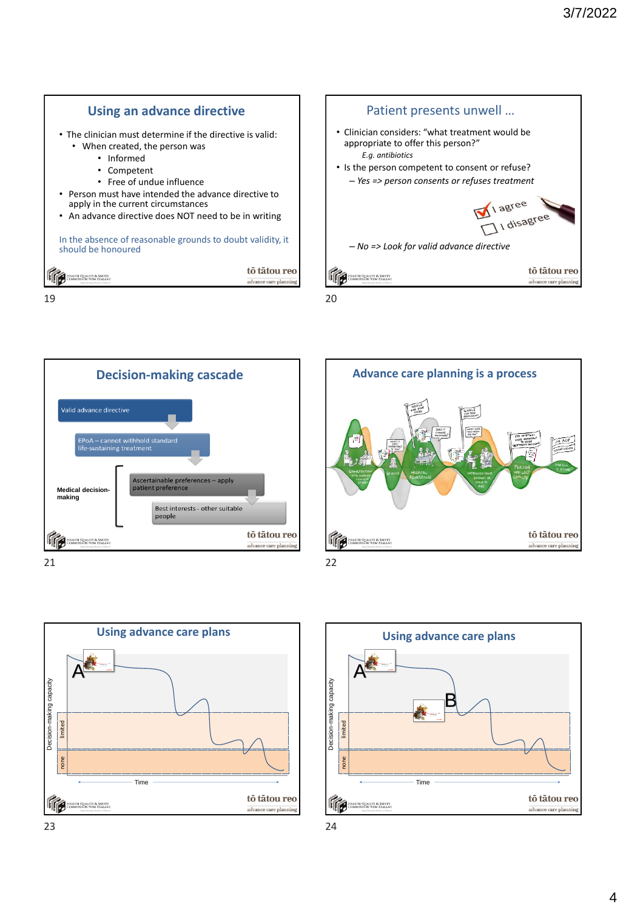## Using an advance directive

- The clinician must determine if the directive is valid:
  - When created, the person was
    - Informed
    - Competent
    - Free of undue influence
- Person must have intended the advance directive to apply in the current circumstances
- An advance directive does NOT need to be in writing

In the absence of reasonable grounds to doubt validity, it should be honoured

## Patient presents unwell …

- Clinician considers: "what treatment would be appropriate to offer this person?"
  *E.g. antibiotics*
- Is the person competent to consent or refuse?
  - *Yes => person consents or refuses treatment*
  - *No => Look for valid advance directive*

## Decision-making cascade

- Valid advance directive
- EPoA – cannot withhold standard life-sustaining treatment
- Medical decision-making:
  - Ascertainable preferences – apply patient preference
  - Best interests - other suitable people

## Advance care planning is a process

## Using advance care plans

Decision-making capacity: limited, none

Time

A

## Using advance care plans

Decision-making capacity: limited, none

Time

A

B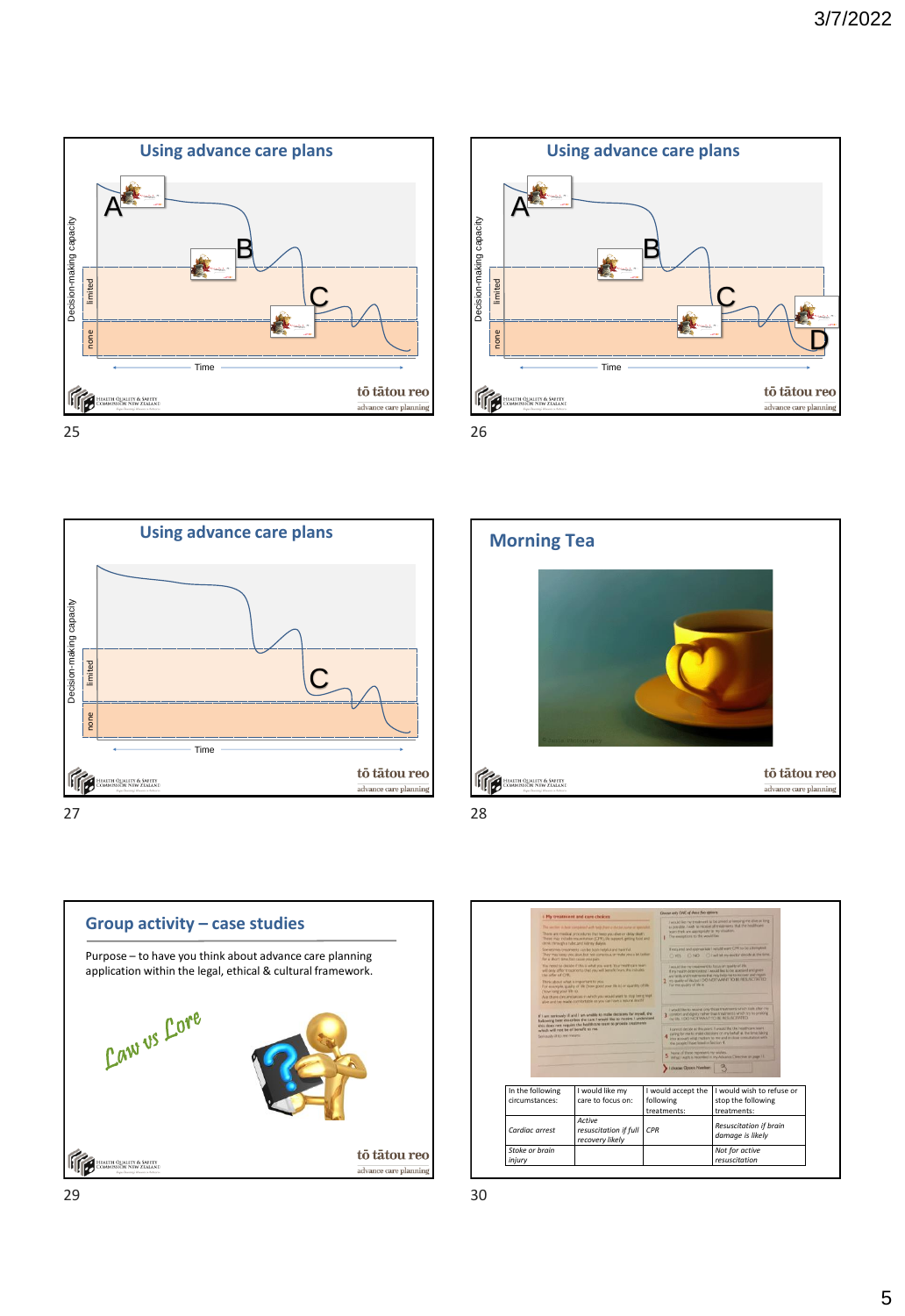## Using advance care plans

Decision-making capacity

limited

none

A

B

C

Time

tō tātou reo
advance care planning

## Using advance care plans

Decision-making capacity

limited

none

A

B

C

D

Time

tō tātou reo
advance care planning

## Using advance care plans

Decision-making capacity

limited

none

C

Time

tō tātou reo
advance care planning

## Morning Tea

tō tātou reo
advance care planning

## Group activity – case studies

Purpose – to have you think about advance care planning application within the legal, ethical & cultural framework.

Law vs Lore

tō tātou reo
advance care planning

| In the following circumstances: | I would like my care to focus on: | I would accept the following treatments: | I would wish to refuse or stop the following treatments: |
|---|---|---|---|
| *Cardiac arrest* | *Active resuscitation if full recovery likely* | *CPR* | *Resuscitation if brain damage is likely* |
| *Stroke or brain injury* | | | *Not for active resuscitation* |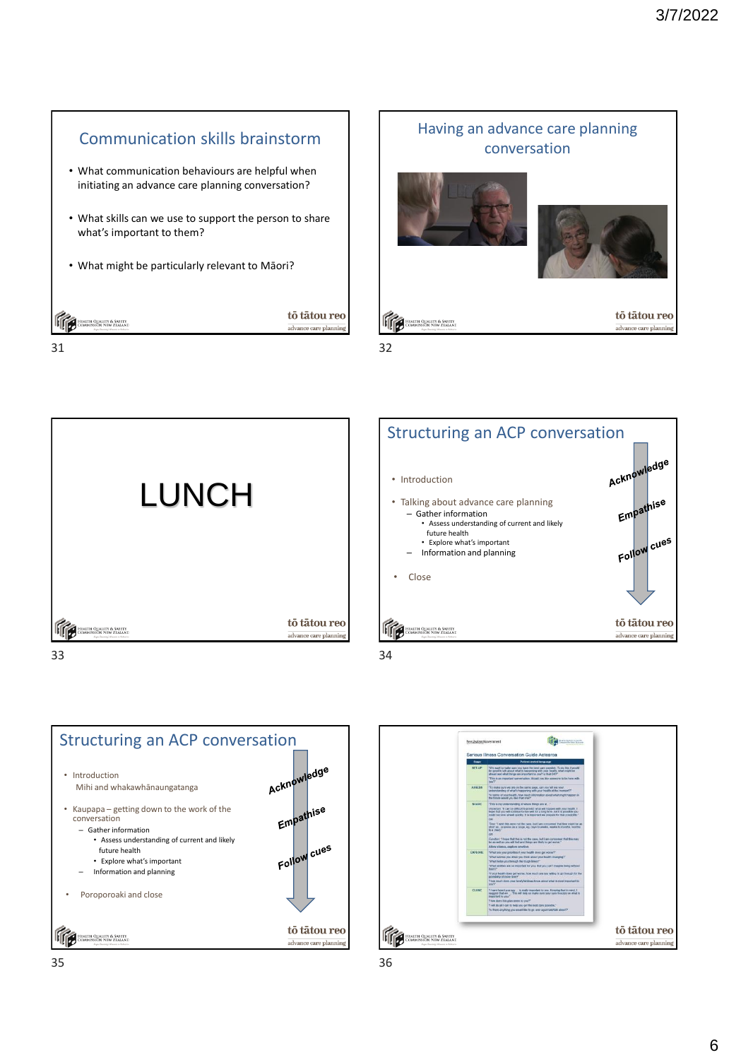## Communication skills brainstorm

- What communication behaviours are helpful when initiating an advance care planning conversation?
- What skills can we use to support the person to share what's important to them?
- What might be particularly relevant to Māori?

## Having an advance care planning conversation

## LUNCH

## Structuring an ACP conversation

- Introduction
- Talking about advance care planning
  - Gather information
    - Assess understanding of current and likely future health
    - Explore what's important
  - Information and planning
- Close

Acknowledge

Empathise

Follow cues

## Structuring an ACP conversation

- Introduction
  Mihi and whakawhānaungatanga
- Kaupapa – getting down to the work of the conversation
  - Gather information
    - Assess understanding of current and likely future health
    - Explore what's important
  - Information and planning
- Poroporoaki and close

Acknowledge

Empathise

Follow cues

Serious Illness Conversation Guide Aotearoa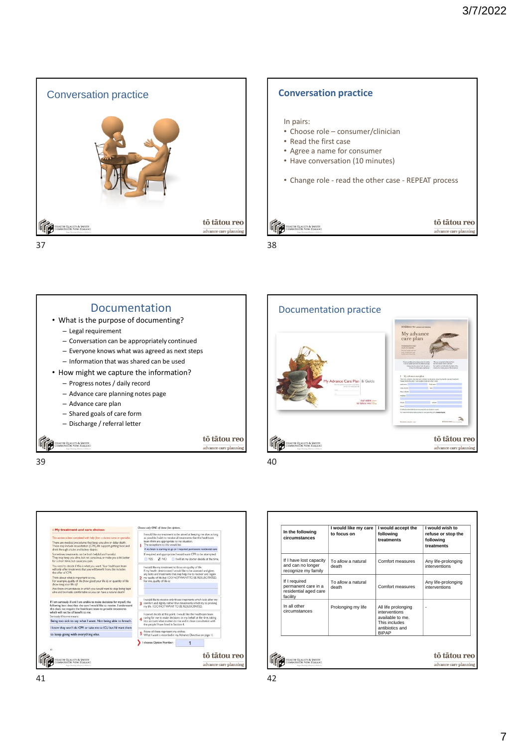## Conversation practice

## Conversation practice

In pairs:

- Choose role – consumer/clinician
- Read the first case
- Agree a name for consumer
- Have conversation (10 minutes)
- Change role - read the other case - REPEAT process

## Documentation

- What is the purpose of documenting?
  - Legal requirement
  - Conversation can be appropriately continued
  - Everyone knows what was agreed as next steps
  - Information that was shared can be used
- How might we capture the information?
  - Progress notes / daily record
  - Advance care planning notes page
  - Advance care plan
  - Shared goals of care form
  - Discharge / referral letter

## Documentation practice

| In the following circumstances | I would like my care to focus on | I would accept the following treatments | I would wish to refuse or stop the following treatments |
|---|---|---|---|
| If I have lost capacity and can no longer recognize my family | To allow a natural death | Comfort measures | Any life-prolonging interventions |
| If I required permanent care in a residential aged care facility | To allow a natural death | Comfort measures | Any life-prolonging interventions |
| In all other circumstances | Prolonging my life | All life prolonging interventions available to me. This includes antibiotics and BIPAP | - |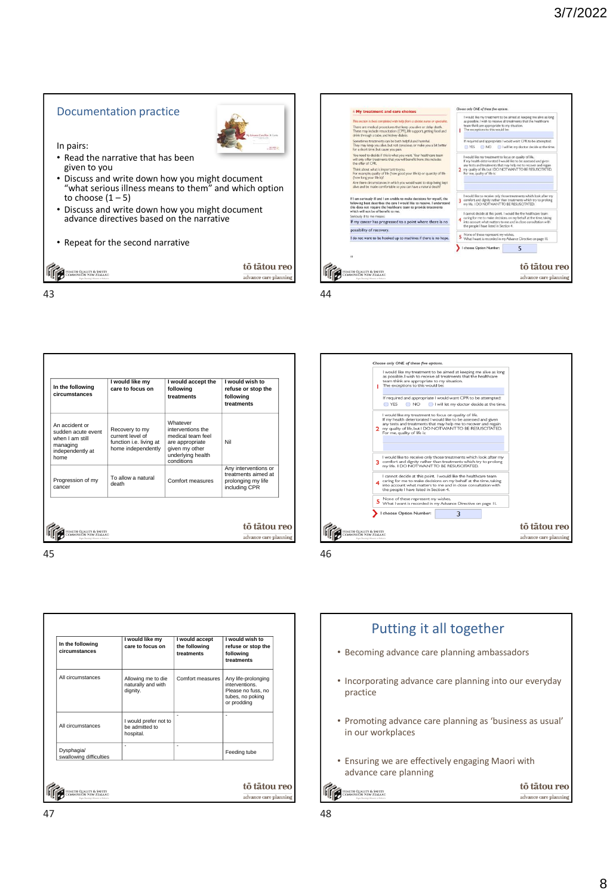## Documentation practice

In pairs:

- Read the narrative that has been given to you
- Discuss and write down how you might document "what serious illness means to them" and which option to choose (1 – 5)
- Discuss and write down how you might document advance directives based on the narrative
- Repeat for the second narrative

tō tātou reo
advance care planning

---

tō tātou reo
advance care planning

---

| In the following circumstances | I would like my care to focus on | I would accept the following treatments | I would wish to refuse or stop the following treatments |
|---|---|---|---|
| An accident or sudden acute event when I am still managing independently at home | Recovery to my current level of function i.e. living at home independently | Whatever interventions the medical team feel are appropriate given my other underlying health conditions | Nil |
| Progression of my cancer | To allow a natural death | Comfort measures | Any interventions or treatments aimed at prolonging my life including CPR |

tō tātou reo
advance care planning

---

tō tātou reo
advance care planning

---

| In the following circumstances | I would like my care to focus on | I would accept the following treatments | I would wish to refuse or stop the following treatments |
|---|---|---|---|
| All circumstances | Allowing me to die naturally and with dignity. | Comfort measures | Any life-prolonging interventions. Please no fuss, no tubes, no poking or prodding |
| All circumstances | I would prefer not to be admitted to hospital. | - | - |
| Dysphagia/ swallowing difficulties | - | - | Feeding tube |

tō tātou reo
advance care planning

---

## Putting it all together

- Becoming advance care planning ambassadors
- Incorporating advance care planning into our everyday practice
- Promoting advance care planning as 'business as usual' in our workplaces
- Ensuring we are effectively engaging Maori with advance care planning

tō tātou reo
advance care planning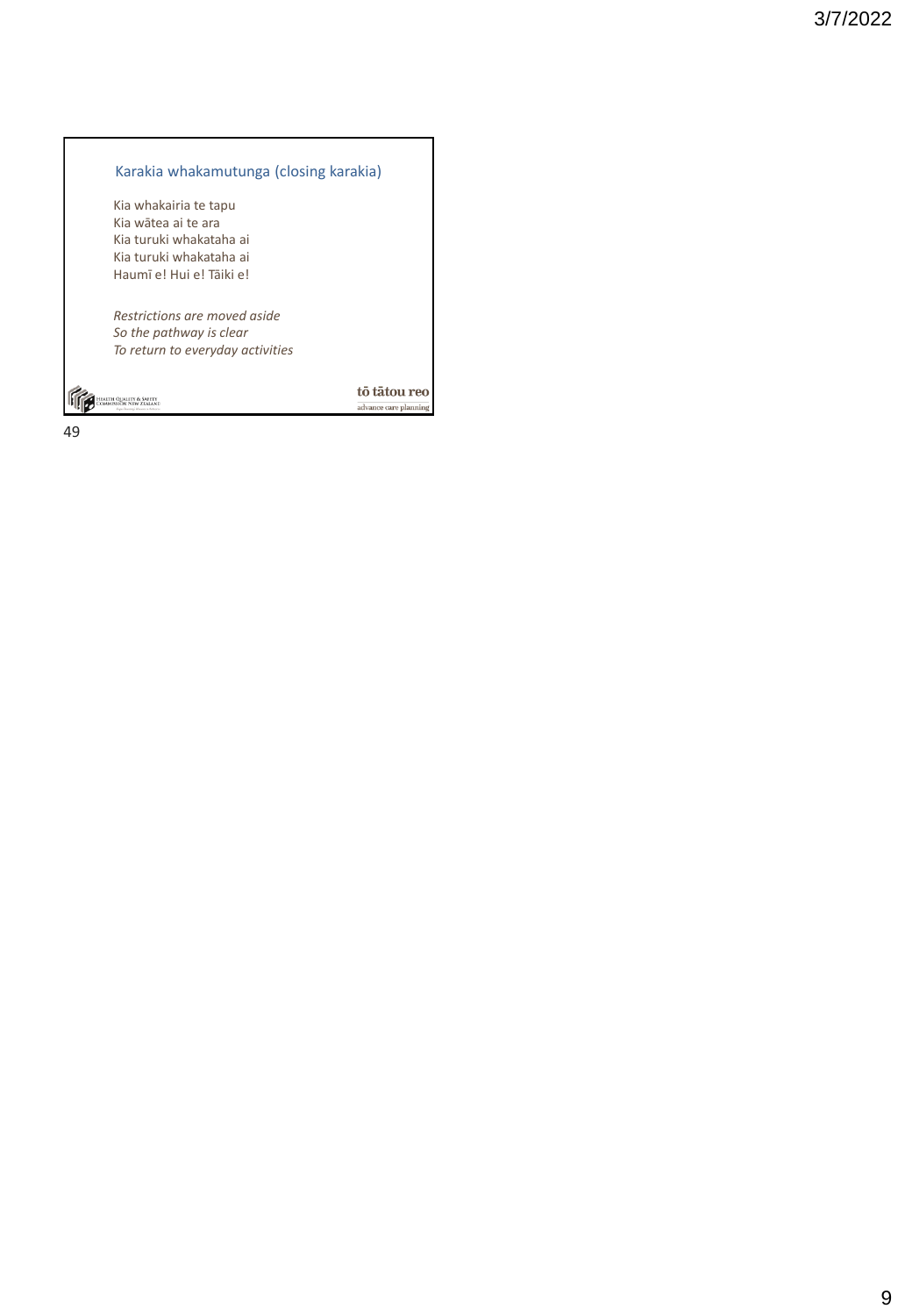## Karakia whakamutunga (closing karakia)

Kia whakairia te tapu
Kia wātea ai te ara
Kia turuki whakataha ai
Kia turuki whakataha ai
Haumī e! Hui e! Tāiki e!

*Restrictions are moved aside*
*So the pathway is clear*
*To return to everyday activities*

HEALTH QUALITY & SAFETY COMMISSION NEW ZEALAND

tō tātou reo
advance care planning